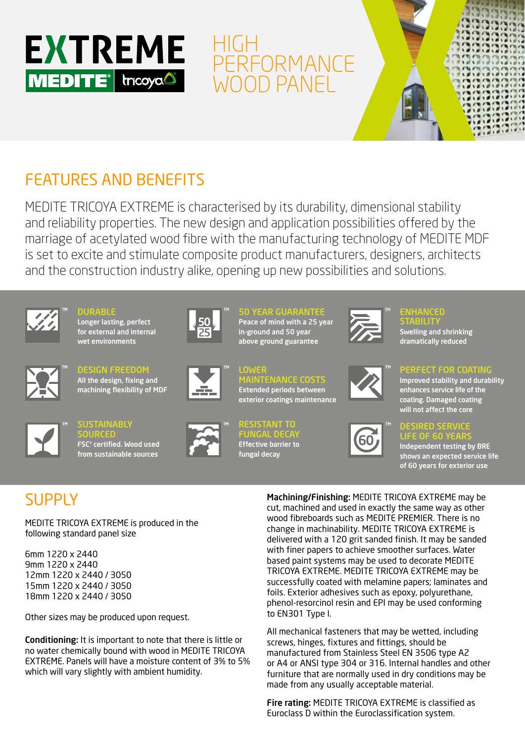# EXTREME

MEDITE® tricoya®

## HIGH PERFORMANCE WOOD PANEL

## FEATURES AND BENEFITS

MEDITE TRICOYA EXTREME is characterised by its durability, dimensional stability and reliability properties. The new design and application possibilities offered by the marriage of acetylated wood fibre with the manufacturing technology of MEDITE MDF is set to excite and stimulate composite product manufacturers, designers, architects and the construction industry alike, opening up new possibilities and solutions.

**DURABLE**
Longer lasting, perfect for external and internal wet environments

**50 YEAR GUARANTEE**
Peace of mind with a 25 year in-ground and 50 year above ground guarantee

**ENHANCED STABILITY**
Swelling and shrinking dramatically reduced

**DESIGN FREEDOM**
All the design, fixing and machining flexibility of MDF

**LOWER MAINTENANCE COSTS**
Extended periods between exterior coatings maintenance

**PERFECT FOR COATING**
Improved stability and durability enhances service life of the coating. Damaged coating will not affect the core

**SUSTAINABLY SOURCED**
FSC® certified. Wood used from sustainable sources

**RESISTANT TO FUNGAL DECAY**
Effective barrier to fungal decay

**DESIRED SERVICE LIFE OF 60 YEARS**
Independent testing by BRE shows an expected service life of 60 years for exterior use

## SUPPLY

MEDITE TRICOYA EXTREME is produced in the following standard panel size

6mm 1220 x 2440
9mm 1220 x 2440
12mm 1220 x 2440 / 3050
15mm 1220 x 2440 / 3050
18mm 1220 x 2440 / 3050

Other sizes may be produced upon request.

**Conditioning:** It is important to note that there is little or no water chemically bound with wood in MEDITE TRICOYA EXTREME. Panels will have a moisture content of 3% to 5% which will vary slightly with ambient humidity.

**Machining/Finishing:** MEDITE TRICOYA EXTREME may be cut, machined and used in exactly the same way as other wood fibreboards such as MEDITE PREMIER. There is no change in machinability. MEDITE TRICOYA EXTREME is delivered with a 120 grit sanded finish. It may be sanded with finer papers to achieve smoother surfaces. Water based paint systems may be used to decorate MEDITE TRICOYA EXTREME. MEDITE TRICOYA EXTREME may be successfully coated with melamine papers; laminates and foils. Exterior adhesives such as epoxy, polyurethane, phenol-resorcinol resin and EPI may be used conforming to EN301 Type I.

All mechanical fasteners that may be wetted, including screws, hinges, fixtures and fittings, should be manufactured from Stainless Steel EN 3506 type A2 or A4 or ANSI type 304 or 316. Internal handles and other furniture that are normally used in dry conditions may be made from any usually acceptable material.

**Fire rating:** MEDITE TRICOYA EXTREME is classified as Euroclass D within the Euroclassification system.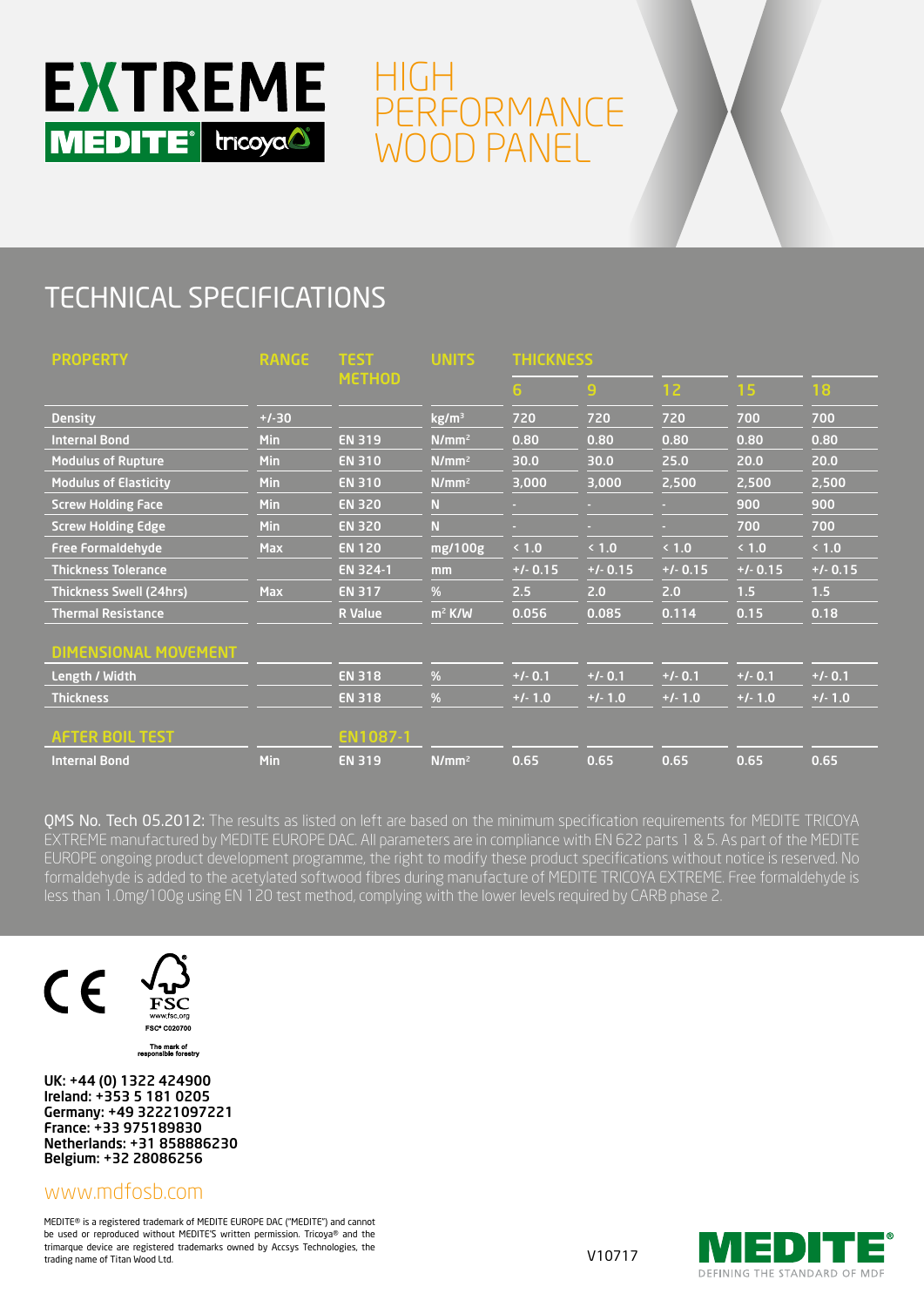# EXTREME

MEDITE® tricoya®

HIGH PERFORMANCE WOOD PANEL

## TECHNICAL SPECIFICATIONS

| PROPERTY | RANGE | TEST METHOD | UNITS | THICKNESS | | | | |
|---|---|---|---|---|---|---|---|---|
| | | | | 6 | 9 | 12 | 15 | 18 |
| Density | +/-30 | | kg/m³ | 720 | 720 | 720 | 700 | 700 |
| Internal Bond | Min | EN 319 | N/mm² | 0.80 | 0.80 | 0.80 | 0.80 | 0.80 |
| Modulus of Rupture | Min | EN 310 | N/mm² | 30.0 | 30.0 | 25.0 | 20.0 | 20.0 |
| Modulus of Elasticity | Min | EN 310 | N/mm² | 3,000 | 3,000 | 2,500 | 2,500 | 2,500 |
| Screw Holding Face | Min | EN 320 | N | - | - | - | 900 | 900 |
| Screw Holding Edge | Min | EN 320 | N | - | - | - | 700 | 700 |
| Free Formaldehyde | Max | EN 120 | mg/100g | < 1.0 | < 1.0 | < 1.0 | < 1.0 | < 1.0 |
| Thickness Tolerance | | EN 324-1 | mm | +/- 0.15 | +/- 0.15 | +/- 0.15 | +/- 0.15 | +/- 0.15 |
| Thickness Swell (24hrs) | Max | EN 317 | % | 2.5 | 2.0 | 2.0 | 1.5 | 1.5 |
| Thermal Resistance | | R Value | m² K/W | 0.056 | 0.085 | 0.114 | 0.15 | 0.18 |
| **DIMENSIONAL MOVEMENT** | | | | | | | | |
| Length / Width | | EN 318 | % | +/- 0.1 | +/- 0.1 | +/- 0.1 | +/- 0.1 | +/- 0.1 |
| Thickness | | EN 318 | % | +/- 1.0 | +/- 1.0 | +/- 1.0 | +/- 1.0 | +/- 1.0 |
| **AFTER BOIL TEST** | | EN1087-1 | | | | | | |
| Internal Bond | Min | EN 319 | N/mm² | 0.65 | 0.65 | 0.65 | 0.65 | 0.65 |

QMS No. Tech 05.2012: The results as listed on left are based on the minimum specification requirements for MEDITE TRICOYA EXTREME manufactured by MEDITE EUROPE DAC. All parameters are in compliance with EN 622 parts 1 & 5. As part of the MEDITE EUROPE ongoing product development programme, the right to modify these product specifications without notice is reserved. No formaldehyde is added to the acetylated softwood fibres during manufacture of MEDITE TRICOYA EXTREME. Free formaldehyde is less than 1.0mg/100g using EN 120 test method, complying with the lower levels required by CARB phase 2.

FSC www.fsc.org FSC® C020700 The mark of responsible forestry

**UK: +44 (0) 1322 424900**
**Ireland: +353 5 181 0205**
**Germany: +49 32221097221**
**France: +33 975189830**
**Netherlands: +31 858886230**
**Belgium: +32 28086256**

www.mdfosb.com

MEDITE® is a registered trademark of MEDITE EUROPE DAC ("MEDITE") and cannot be used or reproduced without MEDITE'S written permission. Tricoya® and the trimarque device are registered trademarks owned by Accsys Technologies, the trading name of Titan Wood Ltd.

V10717

MEDITE® DEFINING THE STANDARD OF MDF